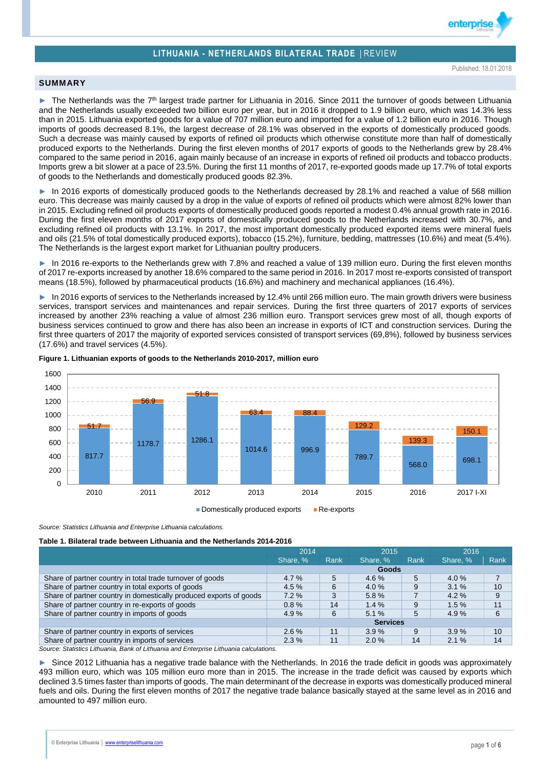# LITHUANIA - NETHERLANDS BILATERAL TRADE | REVIEW

Published: 18.01.2018

## SUMMARY

► The Netherlands was the 7th largest trade partner for Lithuania in 2016. Since 2011 the turnover of goods between Lithuania and the Netherlands usually exceeded two billion euro per year, but in 2016 it dropped to 1.9 billion euro, which was 14.3% less than in 2015. Lithuania exported goods for a value of 707 million euro and imported for a value of 1.2 billion euro in 2016. Though imports of goods decreased 8.1%, the largest decrease of 28.1% was observed in the exports of domestically produced goods. Such a decrease was mainly caused by exports of refined oil products which otherwise constitute more than half of domestically produced exports to the Netherlands. During the first eleven months of 2017 exports of goods to the Netherlands grew by 28.4% compared to the same period in 2016, again mainly because of an increase in exports of refined oil products and tobacco products. Imports grew a bit slower at a pace of 23.5%. During the first 11 months of 2017, re-exported goods made up 17.7% of total exports of goods to the Netherlands and domestically produced goods 82.3%.

► In 2016 exports of domestically produced goods to the Netherlands decreased by 28.1% and reached a value of 568 million euro. This decrease was mainly caused by a drop in the value of exports of refined oil products which were almost 82% lower than in 2015. Excluding refined oil products exports of domestically produced goods reported a modest 0.4% annual growth rate in 2016. During the first eleven months of 2017 exports of domestically produced goods to the Netherlands increased with 30.7%, and excluding refined oil products with 13.1%. In 2017, the most important domestically produced exported items were mineral fuels and oils (21.5% of total domestically produced exports), tobacco (15.2%), furniture, bedding, mattresses (10.6%) and meat (5.4%). The Netherlands is the largest export market for Lithuanian poultry producers.

► In 2016 re-exports to the Netherlands grew with 7.8% and reached a value of 139 million euro. During the first eleven months of 2017 re-exports increased by another 18.6% compared to the same period in 2016. In 2017 most re-exports consisted of transport means (18.5%), followed by pharmaceutical products (16.6%) and machinery and mechanical appliances (16.4%).

► In 2016 exports of services to the Netherlands increased by 12.4% until 266 million euro. The main growth drivers were business services, transport services and maintenances and repair services. During the first three quarters of 2017 exports of services increased by another 23% reaching a value of almost 236 million euro. Transport services grew most of all, though exports of business services continued to grow and there has also been an increase in exports of ICT and construction services. During the first three quarters of 2017 the majority of exported services consisted of transport services (69,8%), followed by business services (17.6%) and travel services (4.5%).

**Figure 1. Lithuanian exports of goods to the Netherlands 2010-2017, million euro**

| Year | Domestically produced exports | Re-exports |
|---|---|---|
| 2010 | 817.7 | 51.7 |
| 2011 | 1178.7 | 56.9 |
| 2012 | 1286.1 | 51.8 |
| 2013 | 1014.6 | 63.4 |
| 2014 | 996.9 | 88.4 |
| 2015 | 789.7 | 129.2 |
| 2016 | 568.0 | 139.3 |
| 2017 I-XI | 698.1 | 150.1 |

*Source: Statistics Lithuania and Enterprise Lithuania calculations.*

**Table 1. Bilateral trade between Lithuania and the Netherlands 2014-2016**

| | 2014 | | 2015 | | 2016 | |
|---|---|---|---|---|---|---|
| | Share, % | Rank | Share, % | Rank | Share, % | Rank |
| | **Goods** | | | | | |
| Share of partner country in total trade turnover of goods | 4.7 % | 5 | 4.6 % | 5 | 4.0 % | 7 |
| Share of partner country in total exports of goods | 4.5 % | 6 | 4.0 % | 9 | 3.1 % | 10 |
| Share of partner country in domestically produced exports of goods | 7.2 % | 3 | 5.8 % | 7 | 4.2 % | 9 |
| Share of partner country in re-exports of goods | 0.8 % | 14 | 1.4 % | 9 | 1.5 % | 11 |
| Share of partner country in imports of goods | 4.9 % | 6 | 5.1 % | 5 | 4.9 % | 6 |
| | **Services** | | | | | |
| Share of partner country in exports of services | 2.6 % | 11 | 3.9 % | 9 | 3.9 % | 10 |
| Share of partner country in imports of services | 2.3 % | 11 | 2.0 % | 14 | 2.1 % | 14 |

*Source: Statistics Lithuania, Bank of Lithuania and Enterprise Lithuania calculations.*

► Since 2012 Lithuania has a negative trade balance with the Netherlands. In 2016 the trade deficit in goods was approximately 493 million euro, which was 105 million euro more than in 2015. The increase in the trade deficit was caused by exports which declined 3.5 times faster than imports of goods. The main determinant of the decrease in exports was domestically produced mineral fuels and oils. During the first eleven months of 2017 the negative trade balance basically stayed at the same level as in 2016 and amounted to 497 million euro.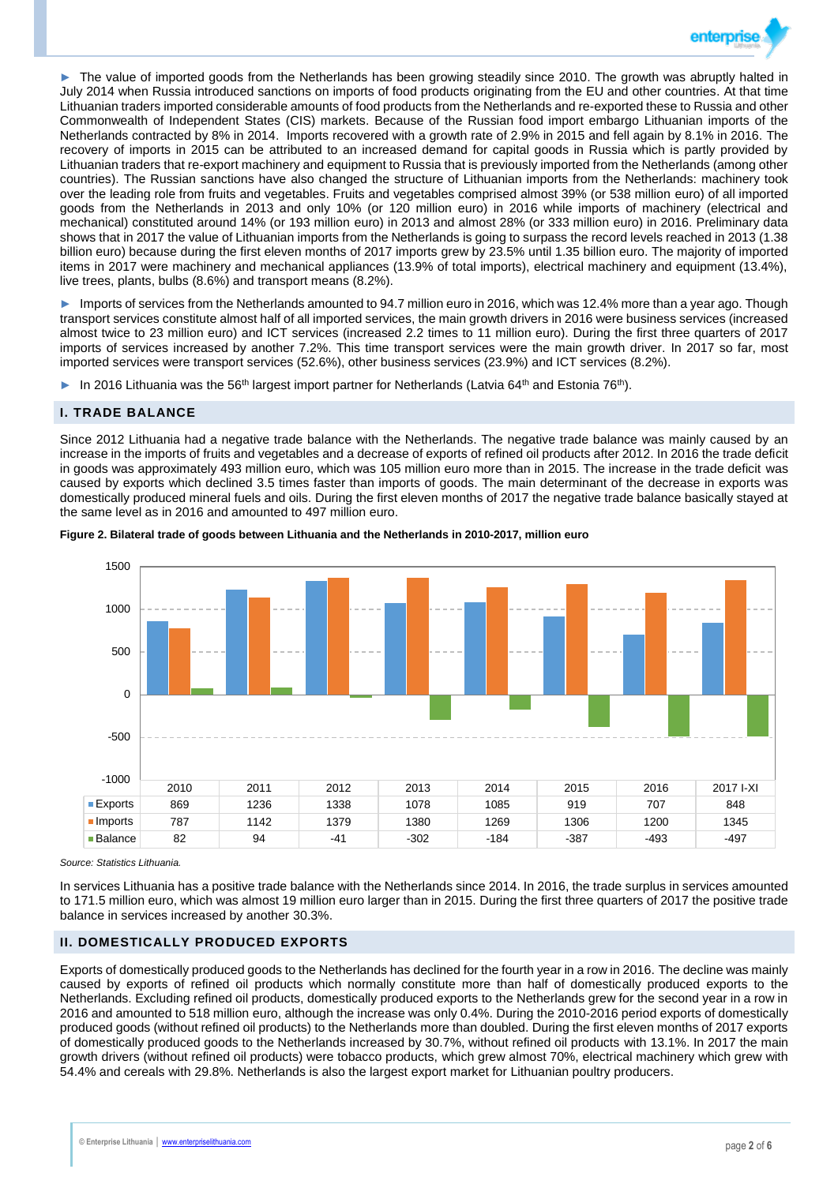► The value of imported goods from the Netherlands has been growing steadily since 2010. The growth was abruptly halted in July 2014 when Russia introduced sanctions on imports of food products originating from the EU and other countries. At that time Lithuanian traders imported considerable amounts of food products from the Netherlands and re-exported these to Russia and other Commonwealth of Independent States (CIS) markets. Because of the Russian food import embargo Lithuanian imports of the Netherlands contracted by 8% in 2014. Imports recovered with a growth rate of 2.9% in 2015 and fell again by 8.1% in 2016. The recovery of imports in 2015 can be attributed to an increased demand for capital goods in Russia which is partly provided by Lithuanian traders that re-export machinery and equipment to Russia that is previously imported from the Netherlands (among other countries). The Russian sanctions have also changed the structure of Lithuanian imports from the Netherlands: machinery took over the leading role from fruits and vegetables. Fruits and vegetables comprised almost 39% (or 538 million euro) of all imported goods from the Netherlands in 2013 and only 10% (or 120 million euro) in 2016 while imports of machinery (electrical and mechanical) constituted around 14% (or 193 million euro) in 2013 and almost 28% (or 333 million euro) in 2016. Preliminary data shows that in 2017 the value of Lithuanian imports from the Netherlands is going to surpass the record levels reached in 2013 (1.38 billion euro) because during the first eleven months of 2017 imports grew by 23.5% until 1.35 billion euro. The majority of imported items in 2017 were machinery and mechanical appliances (13.9% of total imports), electrical machinery and equipment (13.4%), live trees, plants, bulbs (8.6%) and transport means (8.2%).

► Imports of services from the Netherlands amounted to 94.7 million euro in 2016, which was 12.4% more than a year ago. Though transport services constitute almost half of all imported services, the main growth drivers in 2016 were business services (increased almost twice to 23 million euro) and ICT services (increased 2.2 times to 11 million euro). During the first three quarters of 2017 imports of services increased by another 7.2%. This time transport services were the main growth driver. In 2017 so far, most imported services were transport services (52.6%), other business services (23.9%) and ICT services (8.2%).

► In 2016 Lithuania was the 56th largest import partner for Netherlands (Latvia 64th and Estonia 76th).

## I. TRADE BALANCE

Since 2012 Lithuania had a negative trade balance with the Netherlands. The negative trade balance was mainly caused by an increase in the imports of fruits and vegetables and a decrease of exports of refined oil products after 2012. In 2016 the trade deficit in goods was approximately 493 million euro, which was 105 million euro more than in 2015. The increase in the trade deficit was caused by exports which declined 3.5 times faster than imports of goods. The main determinant of the decrease in exports was domestically produced mineral fuels and oils. During the first eleven months of 2017 the negative trade balance basically stayed at the same level as in 2016 and amounted to 497 million euro.

**Figure 2. Bilateral trade of goods between Lithuania and the Netherlands in 2010-2017, million euro**

| | 2010 | 2011 | 2012 | 2013 | 2014 | 2015 | 2016 | 2017 I-XI |
|---|---|---|---|---|---|---|---|---|
| Exports | 869 | 1236 | 1338 | 1078 | 1085 | 919 | 707 | 848 |
| Imports | 787 | 1142 | 1379 | 1380 | 1269 | 1306 | 1200 | 1345 |
| Balance | 82 | 94 | -41 | -302 | -184 | -387 | -493 | -497 |

*Source: Statistics Lithuania.*

In services Lithuania has a positive trade balance with the Netherlands since 2014. In 2016, the trade surplus in services amounted to 171.5 million euro, which was almost 19 million euro larger than in 2015. During the first three quarters of 2017 the positive trade balance in services increased by another 30.3%.

## II. DOMESTICALLY PRODUCED EXPORTS

Exports of domestically produced goods to the Netherlands has declined for the fourth year in a row in 2016. The decline was mainly caused by exports of refined oil products which normally constitute more than half of domestically produced exports to the Netherlands. Excluding refined oil products, domestically produced exports to the Netherlands grew for the second year in a row in 2016 and amounted to 518 million euro, although the increase was only 0.4%. During the 2010-2016 period exports of domestically produced goods (without refined oil products) to the Netherlands more than doubled. During the first eleven months of 2017 exports of domestically produced goods to the Netherlands increased by 30.7%, without refined oil products with 13.1%. In 2017 the main growth drivers (without refined oil products) were tobacco products, which grew almost 70%, electrical machinery which grew with 54.4% and cereals with 29.8%. Netherlands is also the largest export market for Lithuanian poultry producers.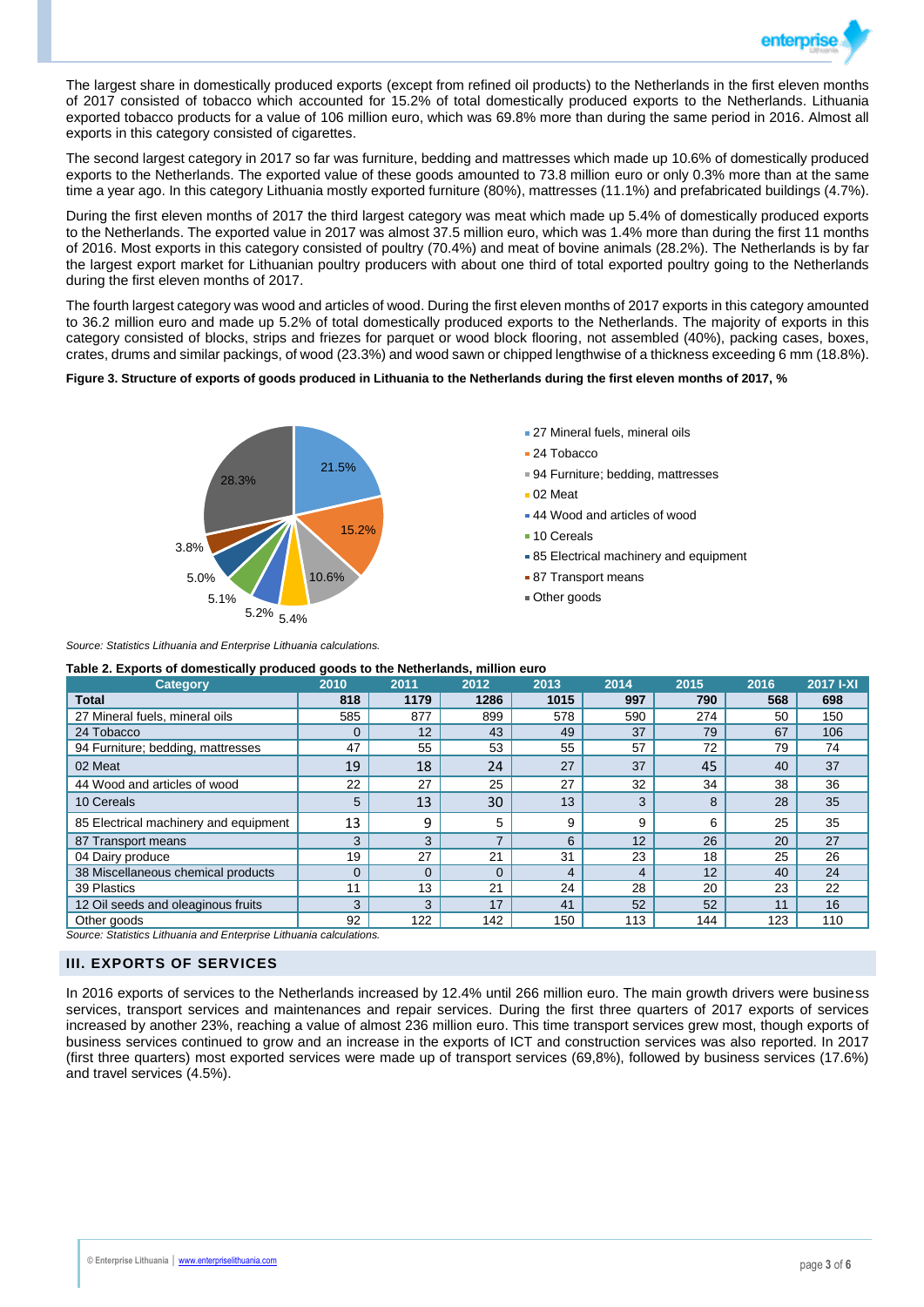The largest share in domestically produced exports (except from refined oil products) to the Netherlands in the first eleven months of 2017 consisted of tobacco which accounted for 15.2% of total domestically produced exports to the Netherlands. Lithuania exported tobacco products for a value of 106 million euro, which was 69.8% more than during the same period in 2016. Almost all exports in this category consisted of cigarettes.

The second largest category in 2017 so far was furniture, bedding and mattresses which made up 10.6% of domestically produced exports to the Netherlands. The exported value of these goods amounted to 73.8 million euro or only 0.3% more than at the same time a year ago. In this category Lithuania mostly exported furniture (80%), mattresses (11.1%) and prefabricated buildings (4.7%).

During the first eleven months of 2017 the third largest category was meat which made up 5.4% of domestically produced exports to the Netherlands. The exported value in 2017 was almost 37.5 million euro, which was 1.4% more than during the first 11 months of 2016. Most exports in this category consisted of poultry (70.4%) and meat of bovine animals (28.2%). The Netherlands is by far the largest export market for Lithuanian poultry producers with about one third of total exported poultry going to the Netherlands during the first eleven months of 2017.

The fourth largest category was wood and articles of wood. During the first eleven months of 2017 exports in this category amounted to 36.2 million euro and made up 5.2% of total domestically produced exports to the Netherlands. The majority of exports in this category consisted of blocks, strips and friezes for parquet or wood block flooring, not assembled (40%), packing cases, boxes, crates, drums and similar packings, of wood (23.3%) and wood sawn or chipped lengthwise of a thickness exceeding 6 mm (18.8%).

**Figure 3. Structure of exports of goods produced in Lithuania to the Netherlands during the first eleven months of 2017, %**

| Category | % |
|---|---|
| 27 Mineral fuels, mineral oils | 21.5% |
| 24 Tobacco | 15.2% |
| 94 Furniture; bedding, mattresses | 10.6% |
| 02 Meat | 5.4% |
| 44 Wood and articles of wood | 5.2% |
| 10 Cereals | 5.1% |
| 85 Electrical machinery and equipment | 5.0% |
| 87 Transport means | 3.8% |
| Other goods | 28.3% |

*Source: Statistics Lithuania and Enterprise Lithuania calculations.*

**Table 2. Exports of domestically produced goods to the Netherlands, million euro**

| Category | 2010 | 2011 | 2012 | 2013 | 2014 | 2015 | 2016 | 2017 I-XI |
|---|---|---|---|---|---|---|---|---|
| **Total** | **818** | **1179** | **1286** | **1015** | **997** | **790** | **568** | **698** |
| 27 Mineral fuels, mineral oils | 585 | 877 | 899 | 578 | 590 | 274 | 50 | 150 |
| 24 Tobacco | 0 | 12 | 43 | 49 | 37 | 79 | 67 | 106 |
| 94 Furniture; bedding, mattresses | 47 | 55 | 53 | 55 | 57 | 72 | 79 | 74 |
| 02 Meat | 19 | 18 | 24 | 27 | 37 | 45 | 40 | 37 |
| 44 Wood and articles of wood | 22 | 27 | 25 | 27 | 32 | 34 | 38 | 36 |
| 10 Cereals | 5 | 13 | 30 | 13 | 3 | 8 | 28 | 35 |
| 85 Electrical machinery and equipment | 13 | 9 | 5 | 9 | 9 | 6 | 25 | 35 |
| 87 Transport means | 3 | 3 | 7 | 6 | 12 | 26 | 20 | 27 |
| 04 Dairy produce | 19 | 27 | 21 | 31 | 23 | 18 | 25 | 26 |
| 38 Miscellaneous chemical products | 0 | 0 | 0 | 4 | 4 | 12 | 40 | 24 |
| 39 Plastics | 11 | 13 | 21 | 24 | 28 | 20 | 23 | 22 |
| 12 Oil seeds and oleaginous fruits | 3 | 3 | 17 | 41 | 52 | 52 | 11 | 16 |
| Other goods | 92 | 122 | 142 | 150 | 113 | 144 | 123 | 110 |

*Source: Statistics Lithuania and Enterprise Lithuania calculations.*

## III. EXPORTS OF SERVICES

In 2016 exports of services to the Netherlands increased by 12.4% until 266 million euro. The main growth drivers were business services, transport services and maintenances and repair services. During the first three quarters of 2017 exports of services increased by another 23%, reaching a value of almost 236 million euro. This time transport services grew most, though exports of business services continued to grow and an increase in the exports of ICT and construction services was also reported. In 2017 (first three quarters) most exported services were made up of transport services (69,8%), followed by business services (17.6%) and travel services (4.5%).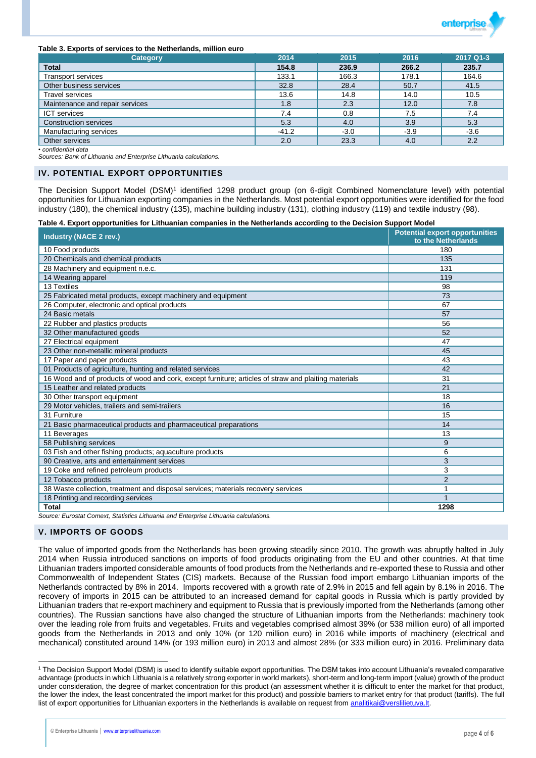**Table 3. Exports of services to the Netherlands, million euro**

| Category | 2014 | 2015 | 2016 | 2017 Q1-3 |
|---|---|---|---|---|
| **Total** | **154.8** | **236.9** | **266.2** | **235.7** |
| Transport services | 133.1 | 166.3 | 178.1 | 164.6 |
| Other business services | 32.8 | 28.4 | 50.7 | 41.5 |
| Travel services | 13.6 | 14.8 | 14.0 | 10.5 |
| Maintenance and repair services | 1.8 | 2.3 | 12.0 | 7.8 |
| ICT services | 7.4 | 0.8 | 7.5 | 7.4 |
| Construction services | 5.3 | 4.0 | 3.9 | 5.3 |
| Manufacturing services | -41.2 | -3.0 | -3.9 | -3.6 |
| Other services | 2.0 | 23.3 | 4.0 | 2.2 |

*• confidential data*

*Sources: Bank of Lithuania and Enterprise Lithuania calculations.*

## IV. POTENTIAL EXPORT OPPORTUNITIES

The Decision Support Model (DSM)[1] identified 1298 product group (on 6-digit Combined Nomenclature level) with potential opportunities for Lithuanian exporting companies in the Netherlands. Most potential export opportunities were identified for the food industry (180), the chemical industry (135), machine building industry (131), clothing industry (119) and textile industry (98).

**Table 4. Export opportunities for Lithuanian companies in the Netherlands according to the Decision Support Model**

| Industry (NACE 2 rev.) | Potential export opportunities to the Netherlands |
|---|---|
| 10 Food products | 180 |
| 20 Chemicals and chemical products | 135 |
| 28 Machinery and equipment n.e.c. | 131 |
| 14 Wearing apparel | 119 |
| 13 Textiles | 98 |
| 25 Fabricated metal products, except machinery and equipment | 73 |
| 26 Computer, electronic and optical products | 67 |
| 24 Basic metals | 57 |
| 22 Rubber and plastics products | 56 |
| 32 Other manufactured goods | 52 |
| 27 Electrical equipment | 47 |
| 23 Other non-metallic mineral products | 45 |
| 17 Paper and paper products | 43 |
| 01 Products of agriculture, hunting and related services | 42 |
| 16 Wood and of products of wood and cork, except furniture; articles of straw and plaiting materials | 31 |
| 15 Leather and related products | 21 |
| 30 Other transport equipment | 18 |
| 29 Motor vehicles, trailers and semi-trailers | 16 |
| 31 Furniture | 15 |
| 21 Basic pharmaceutical products and pharmaceutical preparations | 14 |
| 11 Beverages | 13 |
| 58 Publishing services | 9 |
| 03 Fish and other fishing products; aquaculture products | 6 |
| 90 Creative, arts and entertainment services | 3 |
| 19 Coke and refined petroleum products | 3 |
| 12 Tobacco products | 2 |
| 38 Waste collection, treatment and disposal services; materials recovery services | 1 |
| 18 Printing and recording services | 1 |
| **Total** | **1298** |

*Source: Eurostat Comext, Statistics Lithuania and Enterprise Lithuania calculations.*

## V. IMPORTS OF GOODS

The value of imported goods from the Netherlands has been growing steadily since 2010. The growth was abruptly halted in July 2014 when Russia introduced sanctions on imports of food products originating from the EU and other countries. At that time Lithuanian traders imported considerable amounts of food products from the Netherlands and re-exported these to Russia and other Commonwealth of Independent States (CIS) markets. Because of the Russian food import embargo Lithuanian imports of the Netherlands contracted by 8% in 2014. Imports recovered with a growth rate of 2.9% in 2015 and fell again by 8.1% in 2016. The recovery of imports in 2015 can be attributed to an increased demand for capital goods in Russia which is partly provided by Lithuanian traders that re-export machinery and equipment to Russia that is previously imported from the Netherlands (among other countries). The Russian sanctions have also changed the structure of Lithuanian imports from the Netherlands: machinery took over the leading role from fruits and vegetables. Fruits and vegetables comprised almost 39% (or 538 million euro) of all imported goods from the Netherlands in 2013 and only 10% (or 120 million euro) in 2016 while imports of machinery (electrical and mechanical) constituted around 14% (or 193 million euro) in 2013 and almost 28% (or 333 million euro) in 2016. Preliminary data

---

[1] The Decision Support Model (DSM) is used to identify suitable export opportunities. The DSM takes into account Lithuania's revealed comparative advantage (products in which Lithuania is a relatively strong exporter in world markets), short-term and long-term import (value) growth of the product under consideration, the degree of market concentration for this product (an assessment whether it is difficult to enter the market for that product, the lower the index, the least concentrated the import market for this product) and possible barriers to market entry for that product (tariffs). The full list of export opportunities for Lithuanian exporters in the Netherlands is available on request from analitikai@verslilietuva.lt.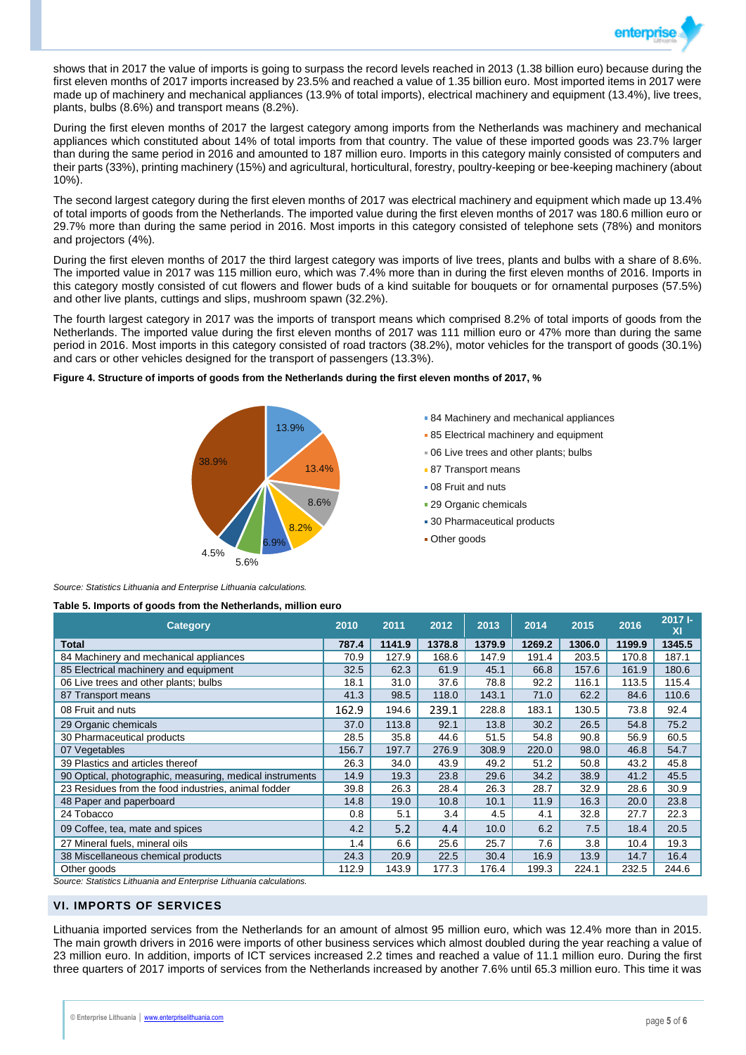shows that in 2017 the value of imports is going to surpass the record levels reached in 2013 (1.38 billion euro) because during the first eleven months of 2017 imports increased by 23.5% and reached a value of 1.35 billion euro. Most imported items in 2017 were made up of machinery and mechanical appliances (13.9% of total imports), electrical machinery and equipment (13.4%), live trees, plants, bulbs (8.6%) and transport means (8.2%).

During the first eleven months of 2017 the largest category among imports from the Netherlands was machinery and mechanical appliances which constituted about 14% of total imports from that country. The value of these imported goods was 23.7% larger than during the same period in 2016 and amounted to 187 million euro. Imports in this category mainly consisted of computers and their parts (33%), printing machinery (15%) and agricultural, horticultural, forestry, poultry-keeping or bee-keeping machinery (about 10%).

The second largest category during the first eleven months of 2017 was electrical machinery and equipment which made up 13.4% of total imports of goods from the Netherlands. The imported value during the first eleven months of 2017 was 180.6 million euro or 29.7% more than during the same period in 2016. Most imports in this category consisted of telephone sets (78%) and monitors and projectors (4%).

During the first eleven months of 2017 the third largest category was imports of live trees, plants and bulbs with a share of 8.6%. The imported value in 2017 was 115 million euro, which was 7.4% more than in during the first eleven months of 2016. Imports in this category mostly consisted of cut flowers and flower buds of a kind suitable for bouquets or for ornamental purposes (57.5%) and other live plants, cuttings and slips, mushroom spawn (32.2%).

The fourth largest category in 2017 was the imports of transport means which comprised 8.2% of total imports of goods from the Netherlands. The imported value during the first eleven months of 2017 was 111 million euro or 47% more than during the same period in 2016. Most imports in this category consisted of road tractors (38.2%), motor vehicles for the transport of goods (30.1%) and cars or other vehicles designed for the transport of passengers (13.3%).

**Figure 4. Structure of imports of goods from the Netherlands during the first eleven months of 2017, %**

- 84 Machinery and mechanical appliances – 13.9%
- 85 Electrical machinery and equipment – 13.4%
- 06 Live trees and other plants; bulbs – 8.6%
- 87 Transport means – 8.2%
- 08 Fruit and nuts – 6.9%
- 29 Organic chemicals – 5.6%
- 30 Pharmaceutical products – 4.5%
- Other goods – 38.9%

*Source: Statistics Lithuania and Enterprise Lithuania calculations.*

**Table 5. Imports of goods from the Netherlands, million euro**

| Category | 2010 | 2011 | 2012 | 2013 | 2014 | 2015 | 2016 | 2017 I-XI |
|---|---|---|---|---|---|---|---|---|
| **Total** | **787.4** | **1141.9** | **1378.8** | **1379.9** | **1269.2** | **1306.0** | **1199.9** | **1345.5** |
| 84 Machinery and mechanical appliances | 70.9 | 127.9 | 168.6 | 147.9 | 191.4 | 203.5 | 170.8 | 187.1 |
| 85 Electrical machinery and equipment | 32.5 | 62.3 | 61.9 | 45.1 | 66.8 | 157.6 | 161.9 | 180.6 |
| 06 Live trees and other plants; bulbs | 18.1 | 31.0 | 37.6 | 78.8 | 92.2 | 116.1 | 113.5 | 115.4 |
| 87 Transport means | 41.3 | 98.5 | 118.0 | 143.1 | 71.0 | 62.2 | 84.6 | 110.6 |
| 08 Fruit and nuts | 162.9 | 194.6 | 239.1 | 228.8 | 183.1 | 130.5 | 73.8 | 92.4 |
| 29 Organic chemicals | 37.0 | 113.8 | 92.1 | 13.8 | 30.2 | 26.5 | 54.8 | 75.2 |
| 30 Pharmaceutical products | 28.5 | 35.8 | 44.6 | 51.5 | 54.8 | 90.8 | 56.9 | 60.5 |
| 07 Vegetables | 156.7 | 197.7 | 276.9 | 308.9 | 220.0 | 98.0 | 46.8 | 54.7 |
| 39 Plastics and articles thereof | 26.3 | 34.0 | 43.9 | 49.2 | 51.2 | 50.8 | 43.2 | 45.8 |
| 90 Optical, photographic, measuring, medical instruments | 14.9 | 19.3 | 23.8 | 29.6 | 34.2 | 38.9 | 41.2 | 45.5 |
| 23 Residues from the food industries, animal fodder | 39.8 | 26.3 | 28.4 | 26.3 | 28.7 | 32.9 | 28.6 | 30.9 |
| 48 Paper and paperboard | 14.8 | 19.0 | 10.8 | 10.1 | 11.9 | 16.3 | 20.0 | 23.8 |
| 24 Tobacco | 0.8 | 5.1 | 3.4 | 4.5 | 4.1 | 32.8 | 27.7 | 22.3 |
| 09 Coffee, tea, mate and spices | 4.2 | 5.2 | 4.4 | 10.0 | 6.2 | 7.5 | 18.4 | 20.5 |
| 27 Mineral fuels, mineral oils | 1.4 | 6.6 | 25.6 | 25.7 | 7.6 | 3.8 | 10.4 | 19.3 |
| 38 Miscellaneous chemical products | 24.3 | 20.9 | 22.5 | 30.4 | 16.9 | 13.9 | 14.7 | 16.4 |
| Other goods | 112.9 | 143.9 | 177.3 | 176.4 | 199.3 | 224.1 | 232.5 | 244.6 |

*Source: Statistics Lithuania and Enterprise Lithuania calculations.*

## VI. IMPORTS OF SERVICES

Lithuania imported services from the Netherlands for an amount of almost 95 million euro, which was 12.4% more than in 2015. The main growth drivers in 2016 were imports of other business services which almost doubled during the year reaching a value of 23 million euro. In addition, imports of ICT services increased 2.2 times and reached a value of 11.1 million euro. During the first three quarters of 2017 imports of services from the Netherlands increased by another 7.6% until 65.3 million euro. This time it was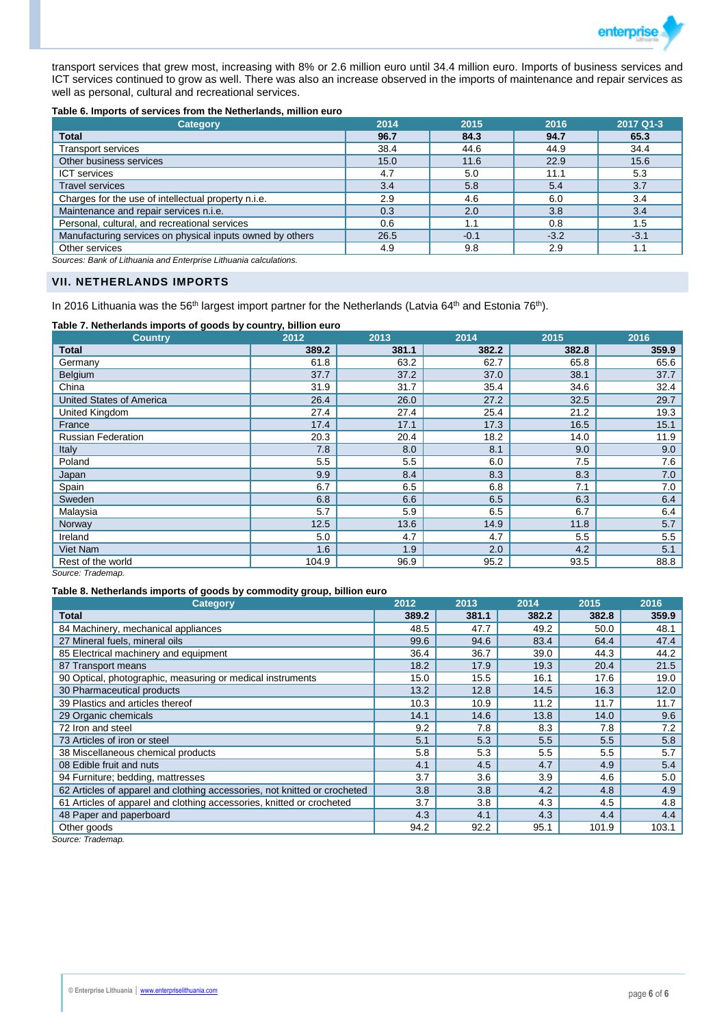transport services that grew most, increasing with 8% or 2.6 million euro until 34.4 million euro. Imports of business services and ICT services continued to grow as well. There was also an increase observed in the imports of maintenance and repair services as well as personal, cultural and recreational services.

**Table 6. Imports of services from the Netherlands, million euro**

| Category | 2014 | 2015 | 2016 | 2017 Q1-3 |
|---|---|---|---|---|
| **Total** | **96.7** | **84.3** | **94.7** | **65.3** |
| Transport services | 38.4 | 44.6 | 44.9 | 34.4 |
| Other business services | 15.0 | 11.6 | 22.9 | 15.6 |
| ICT services | 4.7 | 5.0 | 11.1 | 5.3 |
| Travel services | 3.4 | 5.8 | 5.4 | 3.7 |
| Charges for the use of intellectual property n.i.e. | 2.9 | 4.6 | 6.0 | 3.4 |
| Maintenance and repair services n.i.e. | 0.3 | 2.0 | 3.8 | 3.4 |
| Personal, cultural, and recreational services | 0.6 | 1.1 | 0.8 | 1.5 |
| Manufacturing services on physical inputs owned by others | 26.5 | -0.1 | -3.2 | -3.1 |
| Other services | 4.9 | 9.8 | 2.9 | 1.1 |

*Sources: Bank of Lithuania and Enterprise Lithuania calculations.*

## VII. NETHERLANDS IMPORTS

In 2016 Lithuania was the 56th largest import partner for the Netherlands (Latvia 64th and Estonia 76th).

**Table 7. Netherlands imports of goods by country, billion euro**

| Country | 2012 | 2013 | 2014 | 2015 | 2016 |
|---|---|---|---|---|---|
| **Total** | **389.2** | **381.1** | **382.2** | **382.8** | **359.9** |
| Germany | 61.8 | 63.2 | 62.7 | 65.8 | 65.6 |
| Belgium | 37.7 | 37.2 | 37.0 | 38.1 | 37.7 |
| China | 31.9 | 31.7 | 35.4 | 34.6 | 32.4 |
| United States of America | 26.4 | 26.0 | 27.2 | 32.5 | 29.7 |
| United Kingdom | 27.4 | 27.4 | 25.4 | 21.2 | 19.3 |
| France | 17.4 | 17.1 | 17.3 | 16.5 | 15.1 |
| Russian Federation | 20.3 | 20.4 | 18.2 | 14.0 | 11.9 |
| Italy | 7.8 | 8.0 | 8.1 | 9.0 | 9.0 |
| Poland | 5.5 | 5.5 | 6.0 | 7.5 | 7.6 |
| Japan | 9.9 | 8.4 | 8.3 | 8.3 | 7.0 |
| Spain | 6.7 | 6.5 | 6.8 | 7.1 | 7.0 |
| Sweden | 6.8 | 6.6 | 6.5 | 6.3 | 6.4 |
| Malaysia | 5.7 | 5.9 | 6.5 | 6.7 | 6.4 |
| Norway | 12.5 | 13.6 | 14.9 | 11.8 | 5.7 |
| Ireland | 5.0 | 4.7 | 4.7 | 5.5 | 5.5 |
| Viet Nam | 1.6 | 1.9 | 2.0 | 4.2 | 5.1 |
| Rest of the world | 104.9 | 96.9 | 95.2 | 93.5 | 88.8 |

*Source: Trademap.*

**Table 8. Netherlands imports of goods by commodity group, billion euro**

| Category | 2012 | 2013 | 2014 | 2015 | 2016 |
|---|---|---|---|---|---|
| **Total** | **389.2** | **381.1** | **382.2** | **382.8** | **359.9** |
| 84 Machinery, mechanical appliances | 48.5 | 47.7 | 49.2 | 50.0 | 48.1 |
| 27 Mineral fuels, mineral oils | 99.6 | 94.6 | 83.4 | 64.4 | 47.4 |
| 85 Electrical machinery and equipment | 36.4 | 36.7 | 39.0 | 44.3 | 44.2 |
| 87 Transport means | 18.2 | 17.9 | 19.3 | 20.4 | 21.5 |
| 90 Optical, photographic, measuring or medical instruments | 15.0 | 15.5 | 16.1 | 17.6 | 19.0 |
| 30 Pharmaceutical products | 13.2 | 12.8 | 14.5 | 16.3 | 12.0 |
| 39 Plastics and articles thereof | 10.3 | 10.9 | 11.2 | 11.7 | 11.7 |
| 29 Organic chemicals | 14.1 | 14.6 | 13.8 | 14.0 | 9.6 |
| 72 Iron and steel | 9.2 | 7.8 | 8.3 | 7.8 | 7.2 |
| 73 Articles of iron or steel | 5.1 | 5.3 | 5.5 | 5.5 | 5.8 |
| 38 Miscellaneous chemical products | 5.8 | 5.3 | 5.5 | 5.5 | 5.7 |
| 08 Edible fruit and nuts | 4.1 | 4.5 | 4.7 | 4.9 | 5.4 |
| 94 Furniture; bedding, mattresses | 3.7 | 3.6 | 3.9 | 4.6 | 5.0 |
| 62 Articles of apparel and clothing accessories, not knitted or crocheted | 3.8 | 3.8 | 4.2 | 4.8 | 4.9 |
| 61 Articles of apparel and clothing accessories, knitted or crocheted | 3.7 | 3.8 | 4.3 | 4.5 | 4.8 |
| 48 Paper and paperboard | 4.3 | 4.1 | 4.3 | 4.4 | 4.4 |
| Other goods | 94.2 | 92.2 | 95.1 | 101.9 | 103.1 |

*Source: Trademap.*